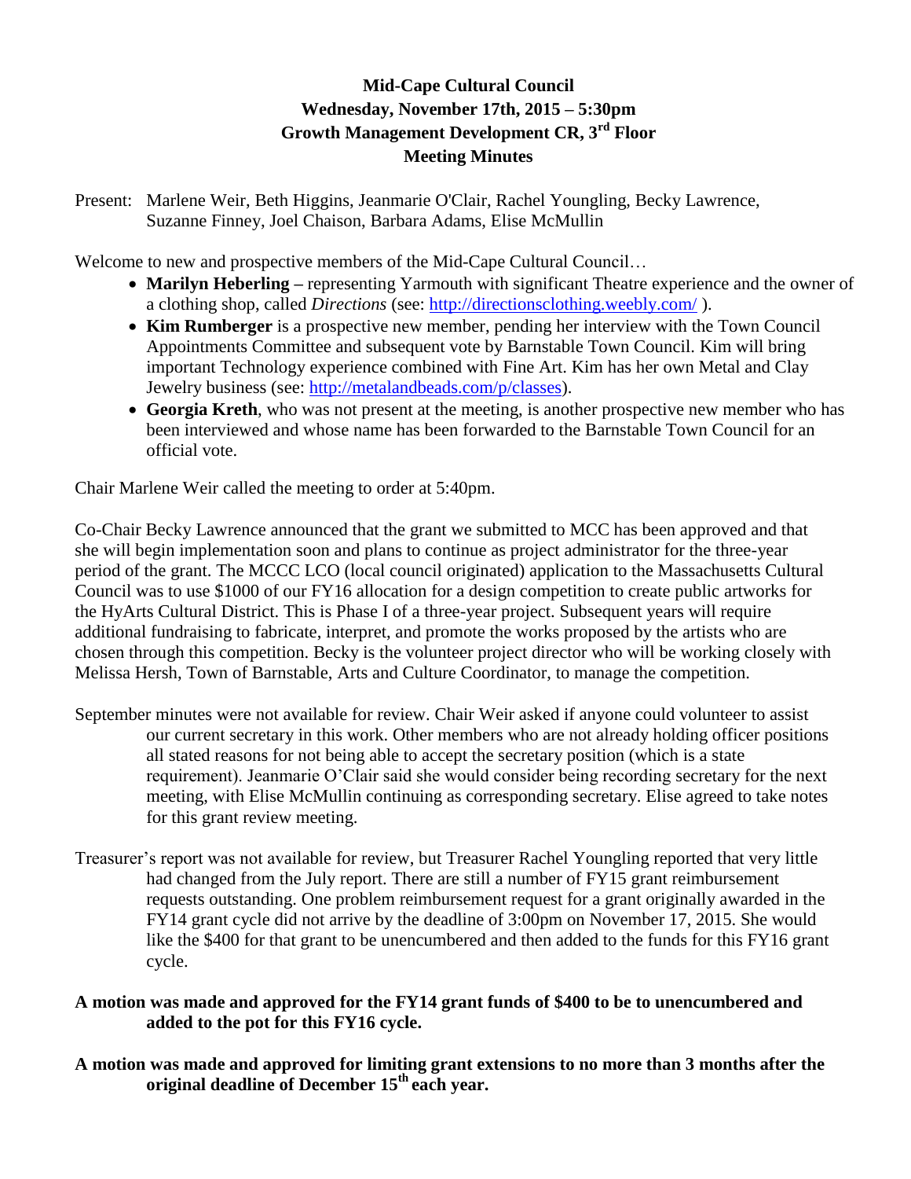**Mid-Cape Cultural Council**
**Wednesday, November 17th, 2015 – 5:30pm**
**Growth Management Development CR, 3rd Floor**
**Meeting Minutes**

Present: Marlene Weir, Beth Higgins, Jeanmarie O'Clair, Rachel Youngling, Becky Lawrence, Suzanne Finney, Joel Chaison, Barbara Adams, Elise McMullin

Welcome to new and prospective members of the Mid-Cape Cultural Council…

- **Marilyn Heberling –** representing Yarmouth with significant Theatre experience and the owner of a clothing shop, called *Directions* (see: http://directionsclothing.weebly.com/ ).
- **Kim Rumberger** is a prospective new member, pending her interview with the Town Council Appointments Committee and subsequent vote by Barnstable Town Council. Kim will bring important Technology experience combined with Fine Art. Kim has her own Metal and Clay Jewelry business (see: http://metalandbeads.com/p/classes).
- **Georgia Kreth**, who was not present at the meeting, is another prospective new member who has been interviewed and whose name has been forwarded to the Barnstable Town Council for an official vote.

Chair Marlene Weir called the meeting to order at 5:40pm.

Co-Chair Becky Lawrence announced that the grant we submitted to MCC has been approved and that she will begin implementation soon and plans to continue as project administrator for the three-year period of the grant. The MCCC LCO (local council originated) application to the Massachusetts Cultural Council was to use $1000 of our FY16 allocation for a design competition to create public artworks for the HyArts Cultural District. This is Phase I of a three-year project. Subsequent years will require additional fundraising to fabricate, interpret, and promote the works proposed by the artists who are chosen through this competition. Becky is the volunteer project director who will be working closely with Melissa Hersh, Town of Barnstable, Arts and Culture Coordinator, to manage the competition.

September minutes were not available for review. Chair Weir asked if anyone could volunteer to assist our current secretary in this work. Other members who are not already holding officer positions all stated reasons for not being able to accept the secretary position (which is a state requirement). Jeanmarie O'Clair said she would consider being recording secretary for the next meeting, with Elise McMullin continuing as corresponding secretary. Elise agreed to take notes for this grant review meeting.

Treasurer's report was not available for review, but Treasurer Rachel Youngling reported that very little had changed from the July report. There are still a number of FY15 grant reimbursement requests outstanding. One problem reimbursement request for a grant originally awarded in the FY14 grant cycle did not arrive by the deadline of 3:00pm on November 17, 2015. She would like the $400 for that grant to be unencumbered and then added to the funds for this FY16 grant cycle.

**A motion was made and approved for the FY14 grant funds of $400 to be to unencumbered and added to the pot for this FY16 cycle.**

**A motion was made and approved for limiting grant extensions to no more than 3 months after the original deadline of December 15th each year.**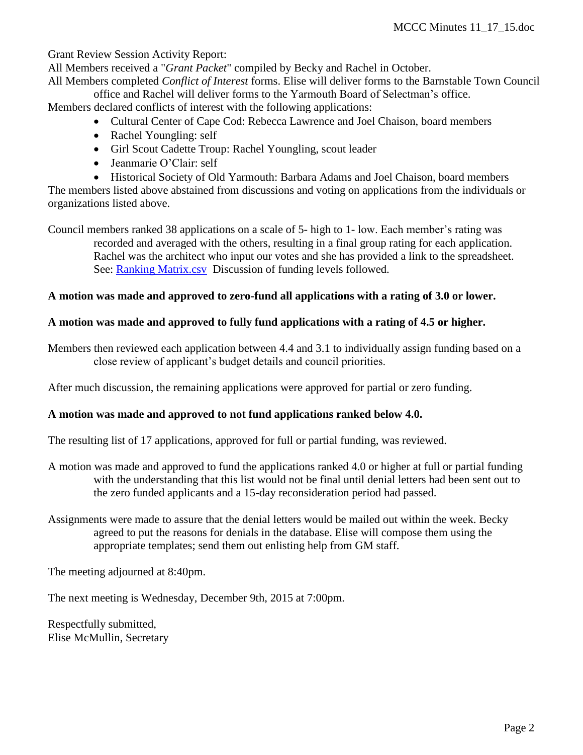Grant Review Session Activity Report:

All Members received a "*Grant Packet*" compiled by Becky and Rachel in October.

All Members completed *Conflict of Interest* forms. Elise will deliver forms to the Barnstable Town Council office and Rachel will deliver forms to the Yarmouth Board of Selectman's office.

Members declared conflicts of interest with the following applications:

- Cultural Center of Cape Cod: Rebecca Lawrence and Joel Chaison, board members
- Rachel Youngling: self
- Girl Scout Cadette Troup: Rachel Youngling, scout leader
- Jeanmarie O'Clair: self
- Historical Society of Old Yarmouth: Barbara Adams and Joel Chaison, board members

The members listed above abstained from discussions and voting on applications from the individuals or organizations listed above.

Council members ranked 38 applications on a scale of 5- high to 1- low. Each member's rating was recorded and averaged with the others, resulting in a final group rating for each application. Rachel was the architect who input our votes and she has provided a link to the spreadsheet. See: Ranking Matrix.csv Discussion of funding levels followed.

**A motion was made and approved to zero-fund all applications with a rating of 3.0 or lower.**

**A motion was made and approved to fully fund applications with a rating of 4.5 or higher.**

Members then reviewed each application between 4.4 and 3.1 to individually assign funding based on a close review of applicant's budget details and council priorities.

After much discussion, the remaining applications were approved for partial or zero funding.

**A motion was made and approved to not fund applications ranked below 4.0.**

The resulting list of 17 applications, approved for full or partial funding, was reviewed.

A motion was made and approved to fund the applications ranked 4.0 or higher at full or partial funding with the understanding that this list would not be final until denial letters had been sent out to the zero funded applicants and a 15-day reconsideration period had passed.

Assignments were made to assure that the denial letters would be mailed out within the week. Becky agreed to put the reasons for denials in the database. Elise will compose them using the appropriate templates; send them out enlisting help from GM staff.

The meeting adjourned at 8:40pm.

The next meeting is Wednesday, December 9th, 2015 at 7:00pm.

Respectfully submitted,
Elise McMullin, Secretary